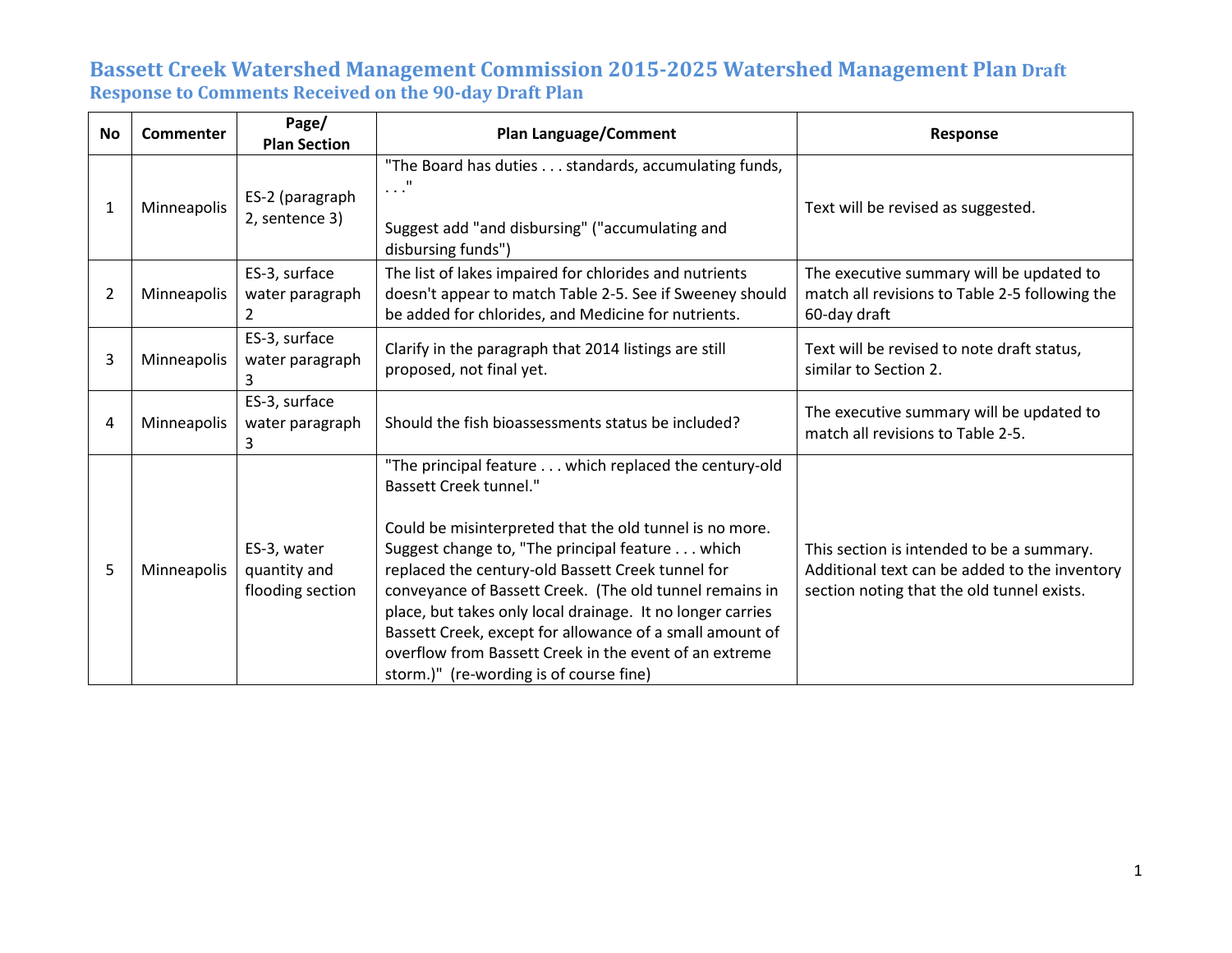# Bassett Creek Watershed Management Commission 2015-2025 Watershed Management Plan Draft

## Response to Comments Received on the 90-day Draft Plan

| No | Commenter | Page/ Plan Section | Plan Language/Comment | Response |
|---|---|---|---|---|
| 1 | Minneapolis | ES-2 (paragraph 2, sentence 3) | "The Board has duties . . . standards, accumulating funds, . . ."<br><br>Suggest add "and disbursing" ("accumulating and disbursing funds") | Text will be revised as suggested. |
| 2 | Minneapolis | ES-3, surface water paragraph 2 | The list of lakes impaired for chlorides and nutrients doesn't appear to match Table 2-5. See if Sweeney should be added for chlorides, and Medicine for nutrients. | The executive summary will be updated to match all revisions to Table 2-5 following the 60-day draft |
| 3 | Minneapolis | ES-3, surface water paragraph 3 | Clarify in the paragraph that 2014 listings are still proposed, not final yet. | Text will be revised to note draft status, similar to Section 2. |
| 4 | Minneapolis | ES-3, surface water paragraph 3 | Should the fish bioassessments status be included? | The executive summary will be updated to match all revisions to Table 2-5. |
| 5 | Minneapolis | ES-3, water quantity and flooding section | "The principal feature . . . which replaced the century-old Bassett Creek tunnel."<br><br>Could be misinterpreted that the old tunnel is no more. Suggest change to, "The principal feature . . . which replaced the century-old Bassett Creek tunnel for conveyance of Bassett Creek. (The old tunnel remains in place, but takes only local drainage. It no longer carries Bassett Creek, except for allowance of a small amount of overflow from Bassett Creek in the event of an extreme storm.)" (re-wording is of course fine) | This section is intended to be a summary. Additional text can be added to the inventory section noting that the old tunnel exists. |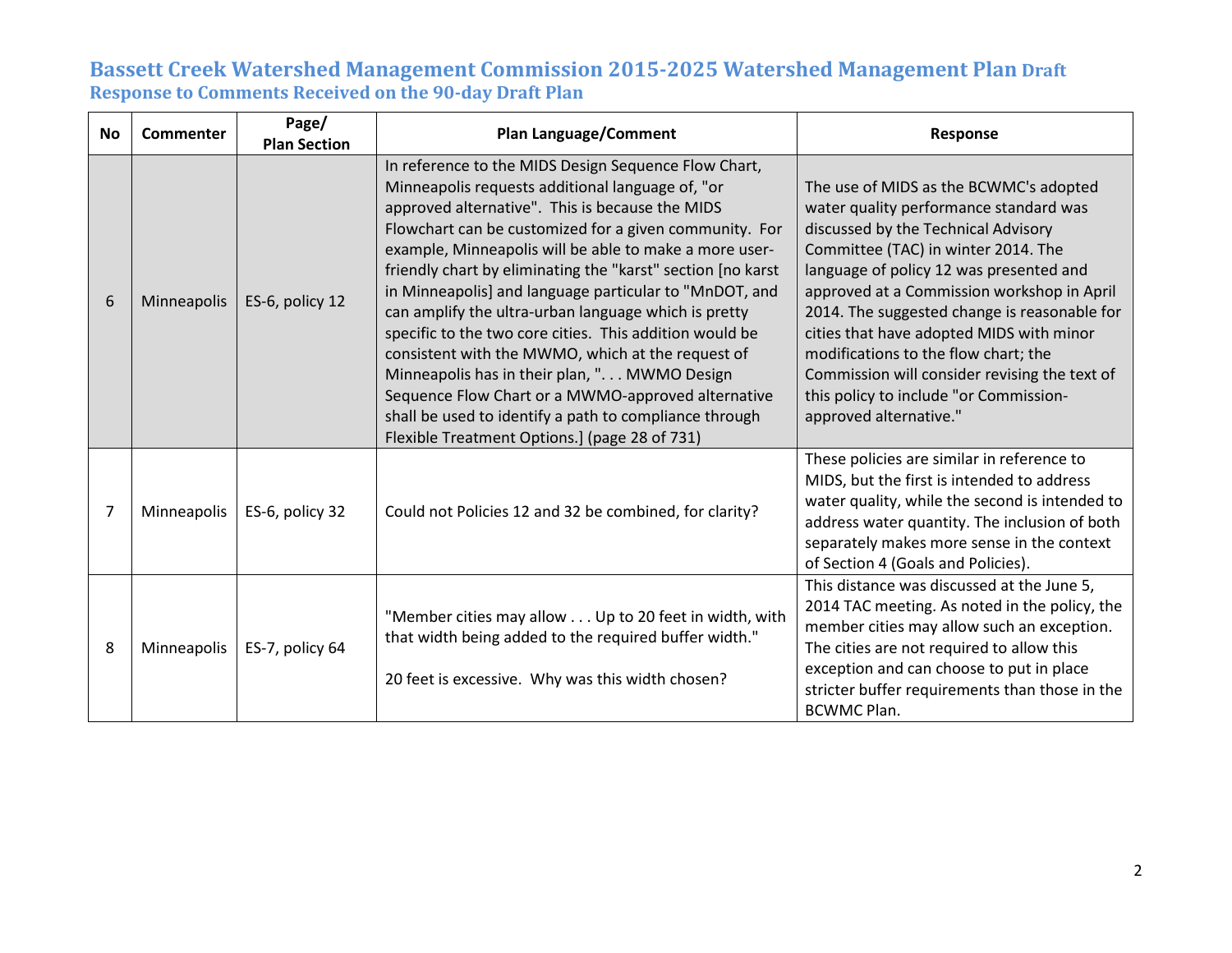# Bassett Creek Watershed Management Commission 2015-2025 Watershed Management Plan Draft

## Response to Comments Received on the 90-day Draft Plan

| No | Commenter | Page/ Plan Section | Plan Language/Comment | Response |
|---|---|---|---|---|
| 6 | Minneapolis | ES-6, policy 12 | In reference to the MIDS Design Sequence Flow Chart, Minneapolis requests additional language of, "or approved alternative". This is because the MIDS Flowchart can be customized for a given community. For example, Minneapolis will be able to make a more user-friendly chart by eliminating the "karst" section [no karst in Minneapolis] and language particular to "MnDOT, and can amplify the ultra-urban language which is pretty specific to the two core cities. This addition would be consistent with the MWMO, which at the request of Minneapolis has in their plan, ". . . MWMO Design Sequence Flow Chart or a MWMO-approved alternative shall be used to identify a path to compliance through Flexible Treatment Options.] (page 28 of 731) | The use of MIDS as the BCWMC's adopted water quality performance standard was discussed by the Technical Advisory Committee (TAC) in winter 2014. The language of policy 12 was presented and approved at a Commission workshop in April 2014. The suggested change is reasonable for cities that have adopted MIDS with minor modifications to the flow chart; the Commission will consider revising the text of this policy to include "or Commission-approved alternative." |
| 7 | Minneapolis | ES-6, policy 32 | Could not Policies 12 and 32 be combined, for clarity? | These policies are similar in reference to MIDS, but the first is intended to address water quality, while the second is intended to address water quantity. The inclusion of both separately makes more sense in the context of Section 4 (Goals and Policies). |
| 8 | Minneapolis | ES-7, policy 64 | "Member cities may allow . . . Up to 20 feet in width, with that width being added to the required buffer width."<br><br>20 feet is excessive. Why was this width chosen? | This distance was discussed at the June 5, 2014 TAC meeting. As noted in the policy, the member cities may allow such an exception. The cities are not required to allow this exception and can choose to put in place stricter buffer requirements than those in the BCWMC Plan. |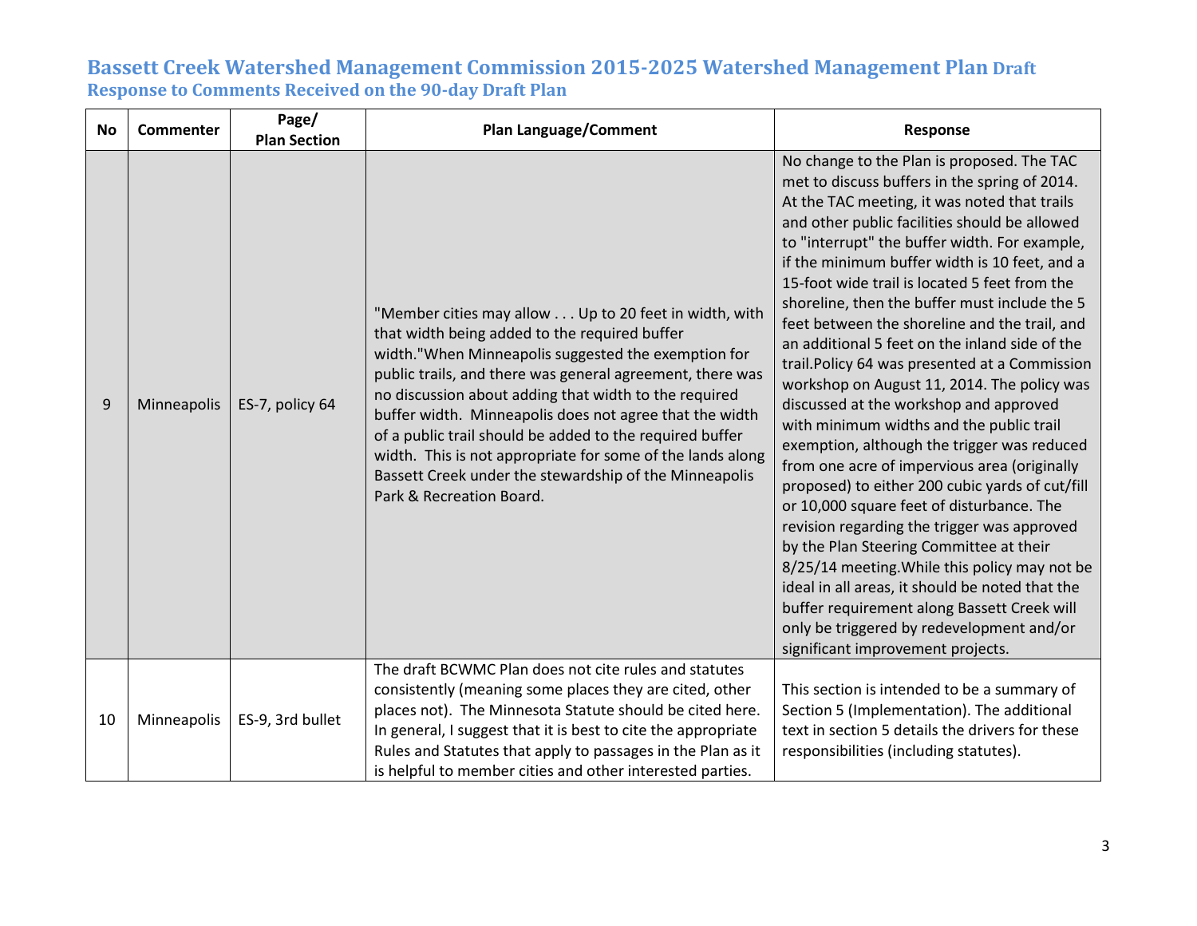# Bassett Creek Watershed Management Commission 2015-2025 Watershed Management Plan Draft

## Response to Comments Received on the 90-day Draft Plan

| No | Commenter | Page/ Plan Section | Plan Language/Comment | Response |
|---|---|---|---|---|
| 9 | Minneapolis | ES-7, policy 64 | "Member cities may allow . . . Up to 20 feet in width, with that width being added to the required buffer width."When Minneapolis suggested the exemption for public trails, and there was general agreement, there was no discussion about adding that width to the required buffer width. Minneapolis does not agree that the width of a public trail should be added to the required buffer width. This is not appropriate for some of the lands along Bassett Creek under the stewardship of the Minneapolis Park & Recreation Board. | No change to the Plan is proposed. The TAC met to discuss buffers in the spring of 2014. At the TAC meeting, it was noted that trails and other public facilities should be allowed to "interrupt" the buffer width. For example, if the minimum buffer width is 10 feet, and a 15-foot wide trail is located 5 feet from the shoreline, then the buffer must include the 5 feet between the shoreline and the trail, and an additional 5 feet on the inland side of the trail.Policy 64 was presented at a Commission workshop on August 11, 2014. The policy was discussed at the workshop and approved with minimum widths and the public trail exemption, although the trigger was reduced from one acre of impervious area (originally proposed) to either 200 cubic yards of cut/fill or 10,000 square feet of disturbance. The revision regarding the trigger was approved by the Plan Steering Committee at their 8/25/14 meeting.While this policy may not be ideal in all areas, it should be noted that the buffer requirement along Bassett Creek will only be triggered by redevelopment and/or significant improvement projects. |
| 10 | Minneapolis | ES-9, 3rd bullet | The draft BCWMC Plan does not cite rules and statutes consistently (meaning some places they are cited, other places not). The Minnesota Statute should be cited here. In general, I suggest that it is best to cite the appropriate Rules and Statutes that apply to passages in the Plan as it is helpful to member cities and other interested parties. | This section is intended to be a summary of Section 5 (Implementation). The additional text in section 5 details the drivers for these responsibilities (including statutes). |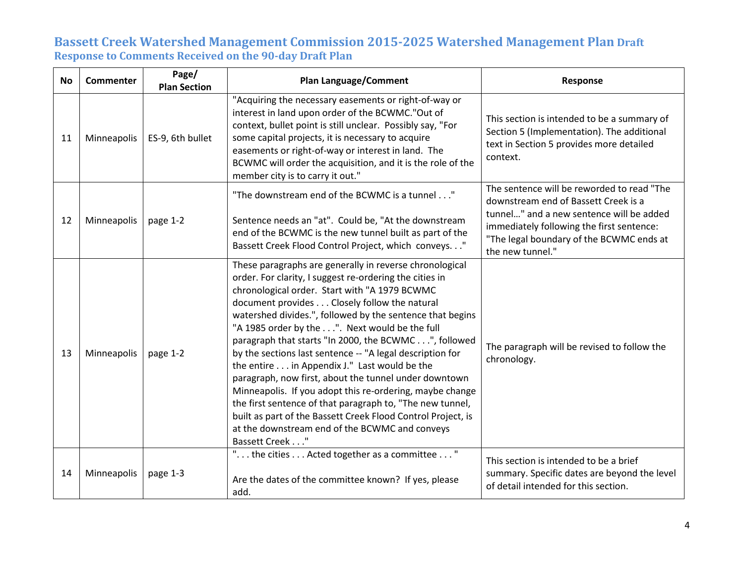# Bassett Creek Watershed Management Commission 2015-2025 Watershed Management Plan Draft

## Response to Comments Received on the 90-day Draft Plan

| No | Commenter | Page/ Plan Section | Plan Language/Comment | Response |
|---|---|---|---|---|
| 11 | Minneapolis | ES-9, 6th bullet | "Acquiring the necessary easements or right-of-way or interest in land upon order of the BCWMC."Out of context, bullet point is still unclear. Possibly say, "For some capital projects, it is necessary to acquire easements or right-of-way or interest in land. The BCWMC will order the acquisition, and it is the role of the member city is to carry it out." | This section is intended to be a summary of Section 5 (Implementation). The additional text in Section 5 provides more detailed context. |
| 12 | Minneapolis | page 1-2 | "The downstream end of the BCWMC is a tunnel . . ."<br><br>Sentence needs an "at". Could be, "At the downstream end of the BCWMC is the new tunnel built as part of the Bassett Creek Flood Control Project, which conveys. . ." | The sentence will be reworded to read "The downstream end of Bassett Creek is a tunnel…" and a new sentence will be added immediately following the first sentence: "The legal boundary of the BCWMC ends at the new tunnel." |
| 13 | Minneapolis | page 1-2 | These paragraphs are generally in reverse chronological order. For clarity, I suggest re-ordering the cities in chronological order. Start with "A 1979 BCWMC document provides . . . Closely follow the natural watershed divides.", followed by the sentence that begins "A 1985 order by the . . .". Next would be the full paragraph that starts "In 2000, the BCWMC . . .", followed by the sections last sentence -- "A legal description for the entire . . . in Appendix J." Last would be the paragraph, now first, about the tunnel under downtown Minneapolis. If you adopt this re-ordering, maybe change the first sentence of that paragraph to, "The new tunnel, built as part of the Bassett Creek Flood Control Project, is at the downstream end of the BCWMC and conveys Bassett Creek . . ." | The paragraph will be revised to follow the chronology. |
| 14 | Minneapolis | page 1-3 | ". . . the cities . . . Acted together as a committee . . . "<br><br>Are the dates of the committee known? If yes, please add. | This section is intended to be a brief summary. Specific dates are beyond the level of detail intended for this section. |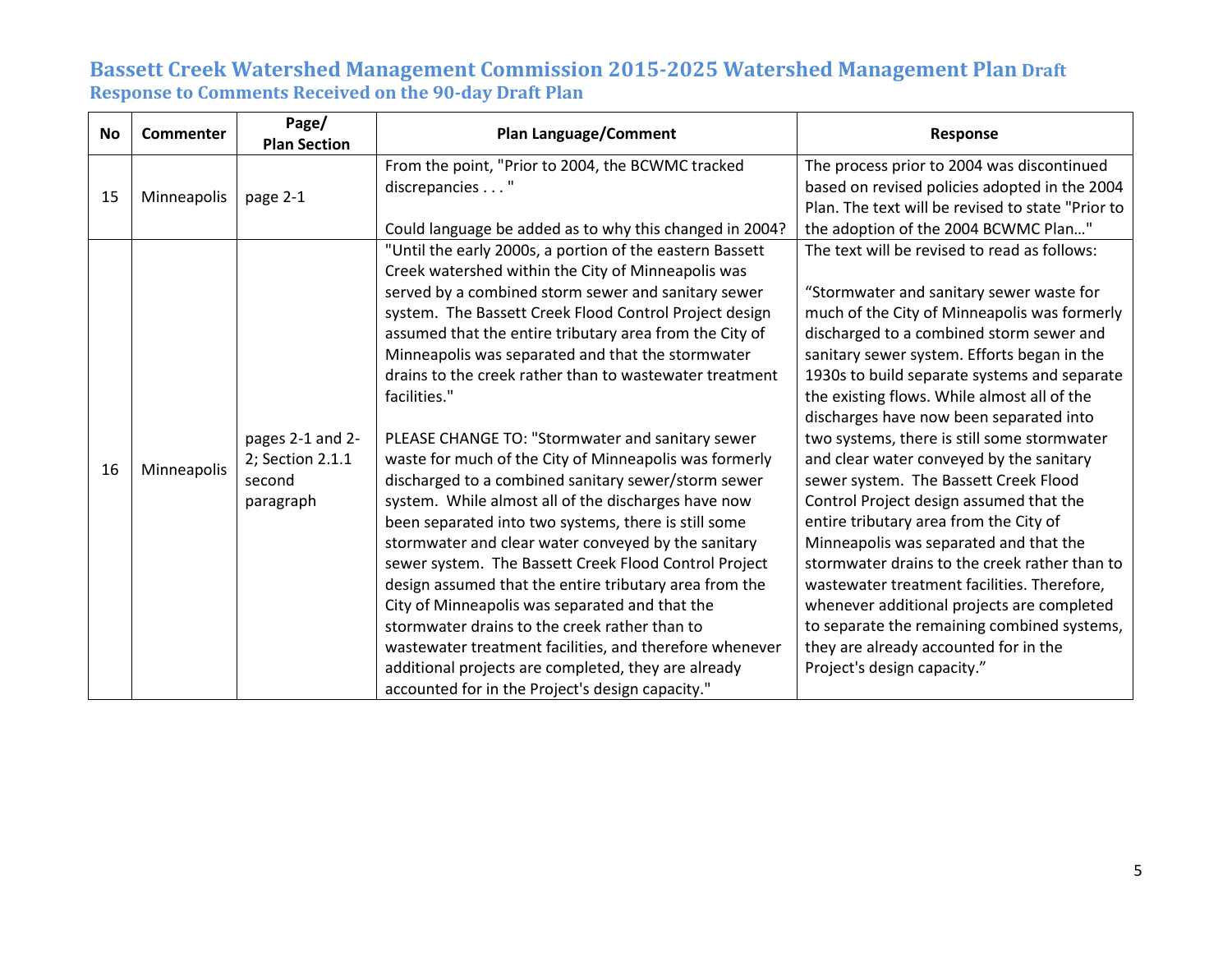# Bassett Creek Watershed Management Commission 2015-2025 Watershed Management Plan Draft

## Response to Comments Received on the 90-day Draft Plan

| No | Commenter | Page/ Plan Section | Plan Language/Comment | Response |
|---|---|---|---|---|
| 15 | Minneapolis | page 2-1 | From the point, "Prior to 2004, the BCWMC tracked discrepancies . . . " <br><br> Could language be added as to why this changed in 2004? | The process prior to 2004 was discontinued based on revised policies adopted in the 2004 Plan. The text will be revised to state "Prior to the adoption of the 2004 BCWMC Plan…" |
| 16 | Minneapolis | pages 2-1 and 2-2; Section 2.1.1 second paragraph | "Until the early 2000s, a portion of the eastern Bassett Creek watershed within the City of Minneapolis was served by a combined storm sewer and sanitary sewer system. The Bassett Creek Flood Control Project design assumed that the entire tributary area from the City of Minneapolis was separated and that the stormwater drains to the creek rather than to wastewater treatment facilities." <br><br> PLEASE CHANGE TO: "Stormwater and sanitary sewer waste for much of the City of Minneapolis was formerly discharged to a combined sanitary sewer/storm sewer system. While almost all of the discharges have now been separated into two systems, there is still some stormwater and clear water conveyed by the sanitary sewer system. The Bassett Creek Flood Control Project design assumed that the entire tributary area from the City of Minneapolis was separated and that the stormwater drains to the creek rather than to wastewater treatment facilities, and therefore whenever additional projects are completed, they are already accounted for in the Project's design capacity." | The text will be revised to read as follows: <br><br> "Stormwater and sanitary sewer waste for much of the City of Minneapolis was formerly discharged to a combined storm sewer and sanitary sewer system. Efforts began in the 1930s to build separate systems and separate the existing flows. While almost all of the discharges have now been separated into two systems, there is still some stormwater and clear water conveyed by the sanitary sewer system. The Bassett Creek Flood Control Project design assumed that the entire tributary area from the City of Minneapolis was separated and that the stormwater drains to the creek rather than to wastewater treatment facilities. Therefore, whenever additional projects are completed to separate the remaining combined systems, they are already accounted for in the Project's design capacity." |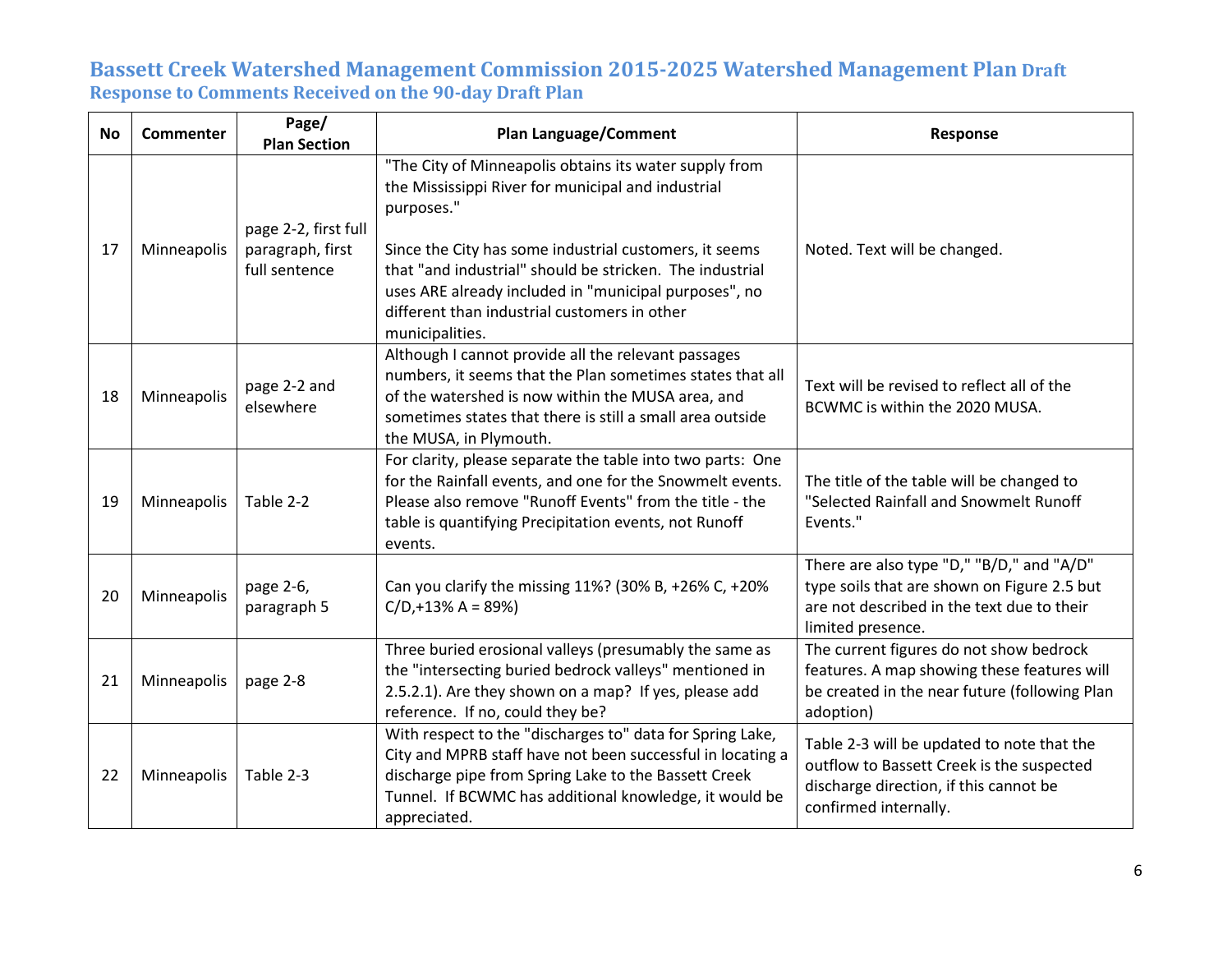# Bassett Creek Watershed Management Commission 2015-2025 Watershed Management Plan Draft

## Response to Comments Received on the 90-day Draft Plan

| No | Commenter | Page/ Plan Section | Plan Language/Comment | Response |
|---|---|---|---|---|
| 17 | Minneapolis | page 2-2, first full paragraph, first full sentence | "The City of Minneapolis obtains its water supply from the Mississippi River for municipal and industrial purposes."<br><br>Since the City has some industrial customers, it seems that "and industrial" should be stricken. The industrial uses ARE already included in "municipal purposes", no different than industrial customers in other municipalities. | Noted. Text will be changed. |
| 18 | Minneapolis | page 2-2 and elsewhere | Although I cannot provide all the relevant passages numbers, it seems that the Plan sometimes states that all of the watershed is now within the MUSA area, and sometimes states that there is still a small area outside the MUSA, in Plymouth. | Text will be revised to reflect all of the BCWMC is within the 2020 MUSA. |
| 19 | Minneapolis | Table 2-2 | For clarity, please separate the table into two parts: One for the Rainfall events, and one for the Snowmelt events. Please also remove "Runoff Events" from the title - the table is quantifying Precipitation events, not Runoff events. | The title of the table will be changed to "Selected Rainfall and Snowmelt Runoff Events." |
| 20 | Minneapolis | page 2-6, paragraph 5 | Can you clarify the missing 11%? (30% B, +26% C, +20% C/D,+13% A = 89%) | There are also type "D," "B/D," and "A/D" type soils that are shown on Figure 2.5 but are not described in the text due to their limited presence. |
| 21 | Minneapolis | page 2-8 | Three buried erosional valleys (presumably the same as the "intersecting buried bedrock valleys" mentioned in 2.5.2.1). Are they shown on a map? If yes, please add reference. If no, could they be? | The current figures do not show bedrock features. A map showing these features will be created in the near future (following Plan adoption) |
| 22 | Minneapolis | Table 2-3 | With respect to the "discharges to" data for Spring Lake, City and MPRB staff have not been successful in locating a discharge pipe from Spring Lake to the Bassett Creek Tunnel. If BCWMC has additional knowledge, it would be appreciated. | Table 2-3 will be updated to note that the outflow to Bassett Creek is the suspected discharge direction, if this cannot be confirmed internally. |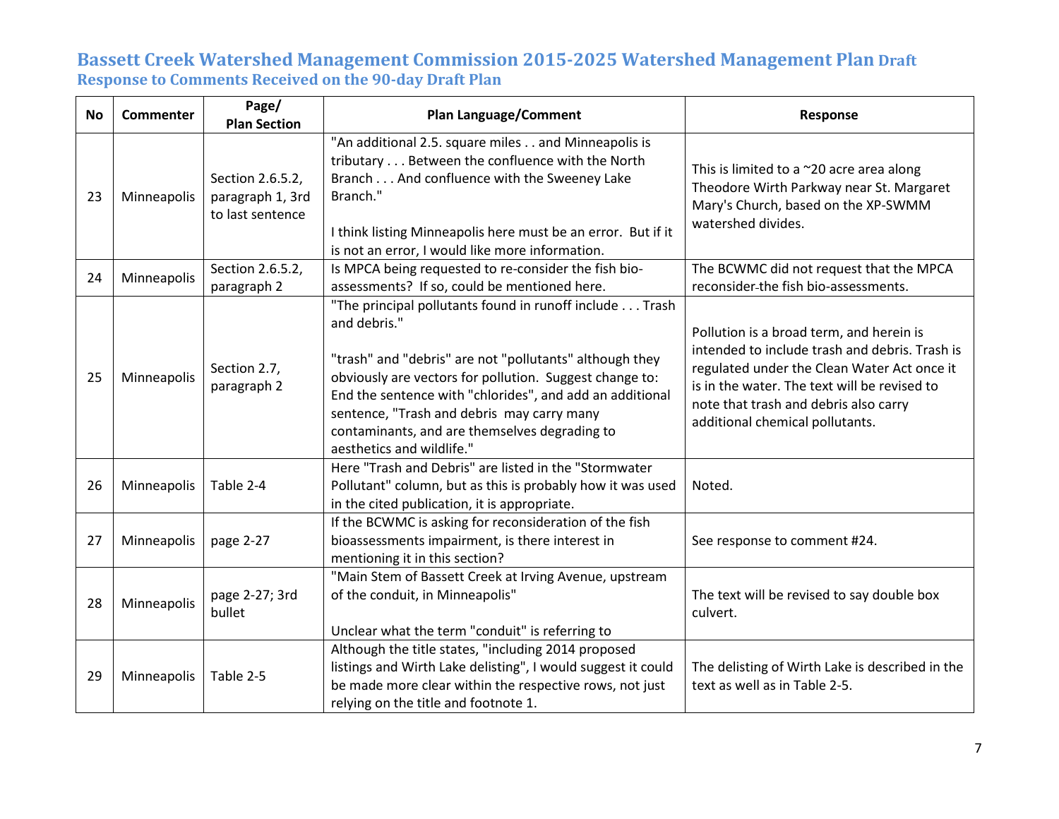# Bassett Creek Watershed Management Commission 2015-2025 Watershed Management Plan Draft

## Response to Comments Received on the 90-day Draft Plan

| No | Commenter | Page/ Plan Section | Plan Language/Comment | Response |
|---|---|---|---|---|
| 23 | Minneapolis | Section 2.6.5.2, paragraph 1, 3rd to last sentence | "An additional 2.5. square miles . . and Minneapolis is tributary . . . Between the confluence with the North Branch . . . And confluence with the Sweeney Lake Branch."<br><br>I think listing Minneapolis here must be an error. But if it is not an error, I would like more information. | This is limited to a ~20 acre area along Theodore Wirth Parkway near St. Margaret Mary's Church, based on the XP-SWMM watershed divides. |
| 24 | Minneapolis | Section 2.6.5.2, paragraph 2 | Is MPCA being requested to re-consider the fish bio-assessments? If so, could be mentioned here. | The BCWMC did not request that the MPCA reconsider the fish bio-assessments. |
| 25 | Minneapolis | Section 2.7, paragraph 2 | "The principal pollutants found in runoff include . . . Trash and debris."<br><br>"trash" and "debris" are not "pollutants" although they obviously are vectors for pollution. Suggest change to: End the sentence with "chlorides", and add an additional sentence, "Trash and debris may carry many contaminants, and are themselves degrading to aesthetics and wildlife." | Pollution is a broad term, and herein is intended to include trash and debris. Trash is regulated under the Clean Water Act once it is in the water. The text will be revised to note that trash and debris also carry additional chemical pollutants. |
| 26 | Minneapolis | Table 2-4 | Here "Trash and Debris" are listed in the "Stormwater Pollutant" column, but as this is probably how it was used in the cited publication, it is appropriate. | Noted. |
| 27 | Minneapolis | page 2-27 | If the BCWMC is asking for reconsideration of the fish bioassessments impairment, is there interest in mentioning it in this section? | See response to comment #24. |
| 28 | Minneapolis | page 2-27; 3rd bullet | "Main Stem of Bassett Creek at Irving Avenue, upstream of the conduit, in Minneapolis"<br><br>Unclear what the term "conduit" is referring to | The text will be revised to say double box culvert. |
| 29 | Minneapolis | Table 2-5 | Although the title states, "including 2014 proposed listings and Wirth Lake delisting", I would suggest it could be made more clear within the respective rows, not just relying on the title and footnote 1. | The delisting of Wirth Lake is described in the text as well as in Table 2-5. |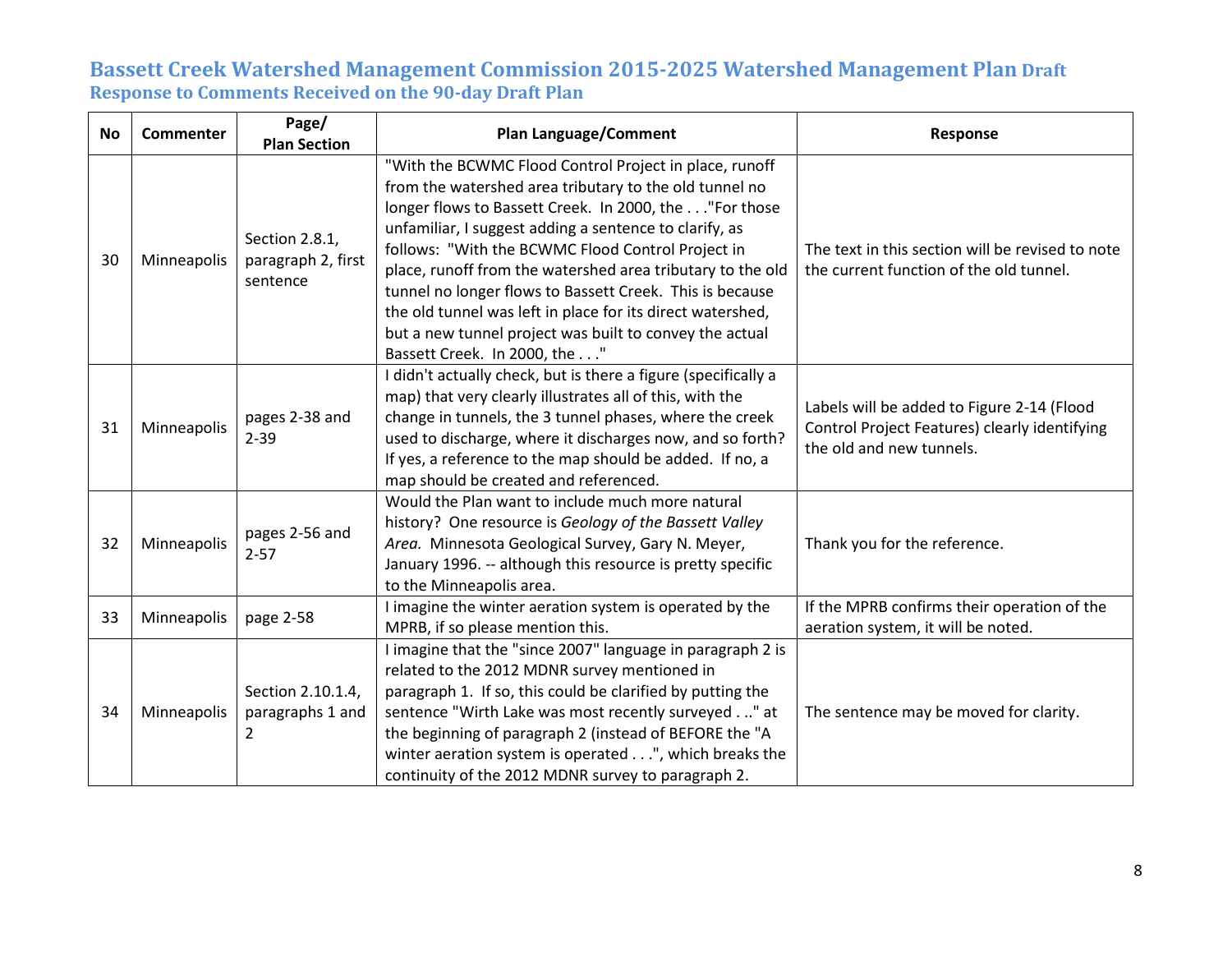## Bassett Creek Watershed Management Commission 2015-2025 Watershed Management Plan Draft
### Response to Comments Received on the 90-day Draft Plan

| No | Commenter | Page/ Plan Section | Plan Language/Comment | Response |
|---|---|---|---|---|
| 30 | Minneapolis | Section 2.8.1, paragraph 2, first sentence | "With the BCWMC Flood Control Project in place, runoff from the watershed area tributary to the old tunnel no longer flows to Bassett Creek. In 2000, the . . ."For those unfamiliar, I suggest adding a sentence to clarify, as follows: "With the BCWMC Flood Control Project in place, runoff from the watershed area tributary to the old tunnel no longer flows to Bassett Creek. This is because the old tunnel was left in place for its direct watershed, but a new tunnel project was built to convey the actual Bassett Creek. In 2000, the . . ." | The text in this section will be revised to note the current function of the old tunnel. |
| 31 | Minneapolis | pages 2-38 and 2-39 | I didn't actually check, but is there a figure (specifically a map) that very clearly illustrates all of this, with the change in tunnels, the 3 tunnel phases, where the creek used to discharge, where it discharges now, and so forth? If yes, a reference to the map should be added. If no, a map should be created and referenced. | Labels will be added to Figure 2-14 (Flood Control Project Features) clearly identifying the old and new tunnels. |
| 32 | Minneapolis | pages 2-56 and 2-57 | Would the Plan want to include much more natural history? One resource is *Geology of the Bassett Valley Area.* Minnesota Geological Survey, Gary N. Meyer, January 1996. -- although this resource is pretty specific to the Minneapolis area. | Thank you for the reference. |
| 33 | Minneapolis | page 2-58 | I imagine the winter aeration system is operated by the MPRB, if so please mention this. | If the MPRB confirms their operation of the aeration system, it will be noted. |
| 34 | Minneapolis | Section 2.10.1.4, paragraphs 1 and 2 | I imagine that the "since 2007" language in paragraph 2 is related to the 2012 MDNR survey mentioned in paragraph 1. If so, this could be clarified by putting the sentence "Wirth Lake was most recently surveyed . . .." at the beginning of paragraph 2 (instead of BEFORE the "A winter aeration system is operated . . .", which breaks the continuity of the 2012 MDNR survey to paragraph 2. | The sentence may be moved for clarity. |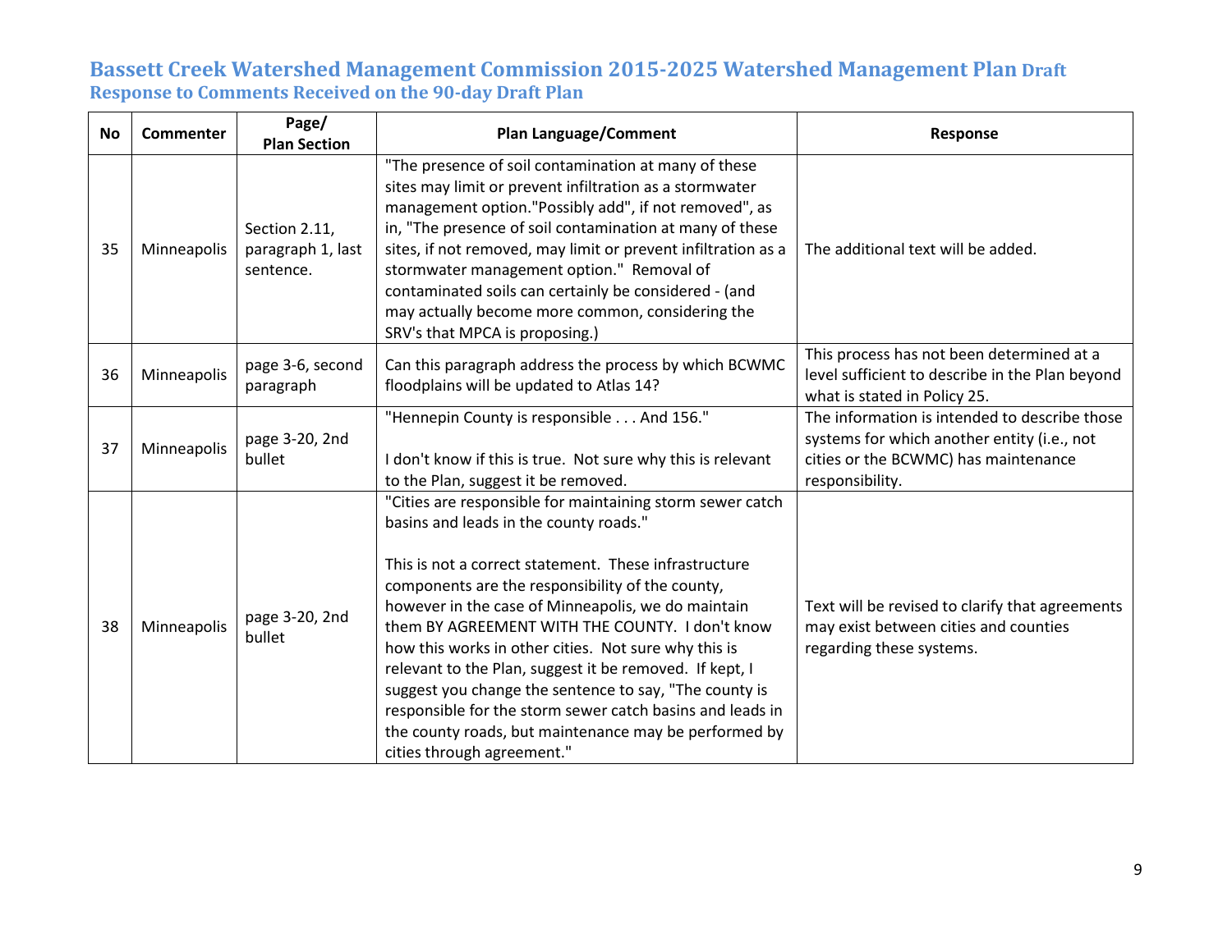# Bassett Creek Watershed Management Commission 2015-2025 Watershed Management Plan Draft

## Response to Comments Received on the 90-day Draft Plan

| No | Commenter | Page/ Plan Section | Plan Language/Comment | Response |
|---|---|---|---|---|
| 35 | Minneapolis | Section 2.11, paragraph 1, last sentence. | "The presence of soil contamination at many of these sites may limit or prevent infiltration as a stormwater management option."Possibly add", if not removed", as in, "The presence of soil contamination at many of these sites, if not removed, may limit or prevent infiltration as a stormwater management option." Removal of contaminated soils can certainly be considered - (and may actually become more common, considering the SRV's that MPCA is proposing.) | The additional text will be added. |
| 36 | Minneapolis | page 3-6, second paragraph | Can this paragraph address the process by which BCWMC floodplains will be updated to Atlas 14? | This process has not been determined at a level sufficient to describe in the Plan beyond what is stated in Policy 25. |
| 37 | Minneapolis | page 3-20, 2nd bullet | "Hennepin County is responsible . . . And 156."<br><br>I don't know if this is true. Not sure why this is relevant to the Plan, suggest it be removed. | The information is intended to describe those systems for which another entity (i.e., not cities or the BCWMC) has maintenance responsibility. |
| 38 | Minneapolis | page 3-20, 2nd bullet | "Cities are responsible for maintaining storm sewer catch basins and leads in the county roads."<br><br>This is not a correct statement. These infrastructure components are the responsibility of the county, however in the case of Minneapolis, we do maintain them BY AGREEMENT WITH THE COUNTY. I don't know how this works in other cities. Not sure why this is relevant to the Plan, suggest it be removed. If kept, I suggest you change the sentence to say, "The county is responsible for the storm sewer catch basins and leads in the county roads, but maintenance may be performed by cities through agreement." | Text will be revised to clarify that agreements may exist between cities and counties regarding these systems. |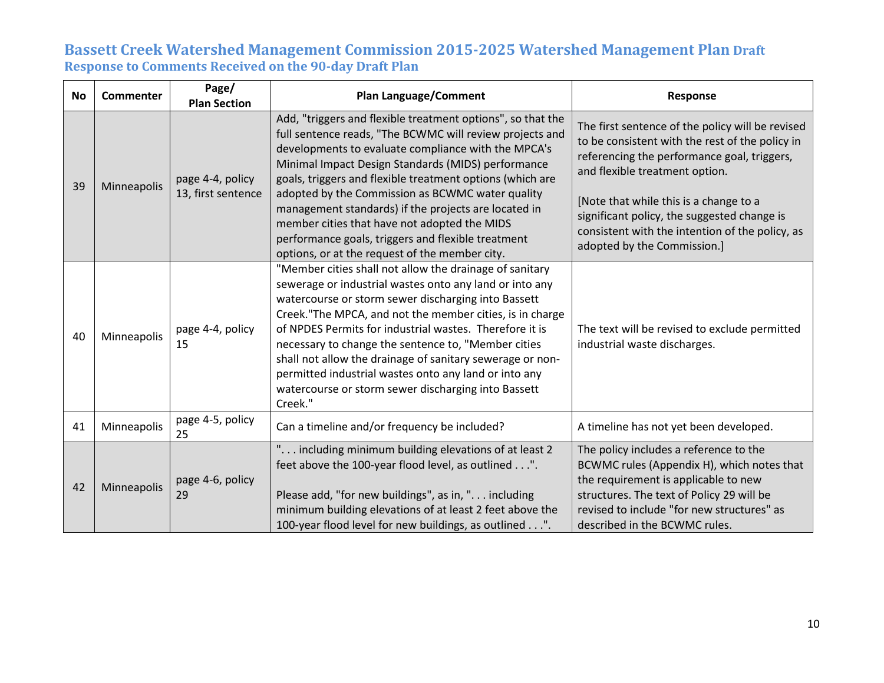# Bassett Creek Watershed Management Commission 2015-2025 Watershed Management Plan Draft

## Response to Comments Received on the 90-day Draft Plan

| No | Commenter | Page/ Plan Section | Plan Language/Comment | Response |
|---|---|---|---|---|
| 39 | Minneapolis | page 4-4, policy 13, first sentence | Add, "triggers and flexible treatment options", so that the full sentence reads, "The BCWMC will review projects and developments to evaluate compliance with the MPCA's Minimal Impact Design Standards (MIDS) performance goals, triggers and flexible treatment options (which are adopted by the Commission as BCWMC water quality management standards) if the projects are located in member cities that have not adopted the MIDS performance goals, triggers and flexible treatment options, or at the request of the member city. | The first sentence of the policy will be revised to be consistent with the rest of the policy in referencing the performance goal, triggers, and flexible treatment option. [Note that while this is a change to a significant policy, the suggested change is consistent with the intention of the policy, as adopted by the Commission.] |
| 40 | Minneapolis | page 4-4, policy 15 | "Member cities shall not allow the drainage of sanitary sewerage or industrial wastes onto any land or into any watercourse or storm sewer discharging into Bassett Creek."The MPCA, and not the member cities, is in charge of NPDES Permits for industrial wastes. Therefore it is necessary to change the sentence to, "Member cities shall not allow the drainage of sanitary sewerage or non-permitted industrial wastes onto any land or into any watercourse or storm sewer discharging into Bassett Creek." | The text will be revised to exclude permitted industrial waste discharges. |
| 41 | Minneapolis | page 4-5, policy 25 | Can a timeline and/or frequency be included? | A timeline has not yet been developed. |
| 42 | Minneapolis | page 4-6, policy 29 | ". . . including minimum building elevations of at least 2 feet above the 100-year flood level, as outlined . . .". Please add, "for new buildings", as in, ". . . including minimum building elevations of at least 2 feet above the 100-year flood level for new buildings, as outlined . . .". | The policy includes a reference to the BCWMC rules (Appendix H), which notes that the requirement is applicable to new structures. The text of Policy 29 will be revised to include "for new structures" as described in the BCWMC rules. |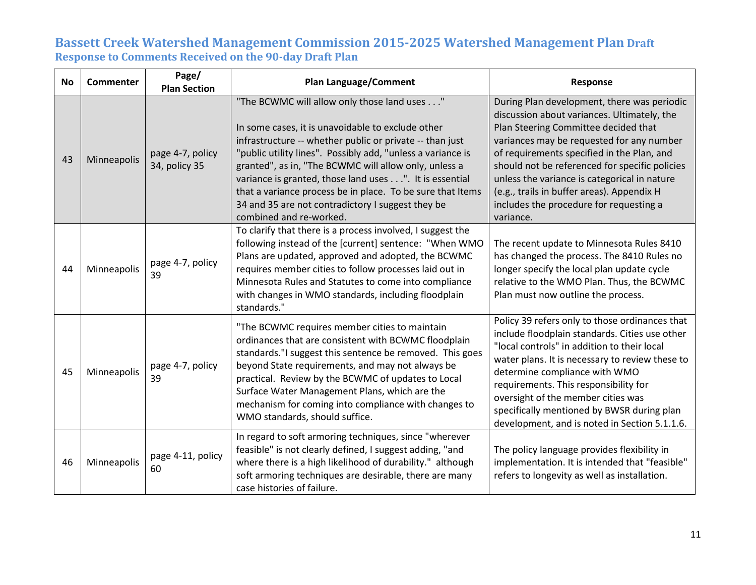# Bassett Creek Watershed Management Commission 2015-2025 Watershed Management Plan Draft

## Response to Comments Received on the 90-day Draft Plan

| No | Commenter | Page/ Plan Section | Plan Language/Comment | Response |
|---|---|---|---|---|
| 43 | Minneapolis | page 4-7, policy 34, policy 35 | "The BCWMC will allow only those land uses . . ." In some cases, it is unavoidable to exclude other infrastructure -- whether public or private -- than just "public utility lines". Possibly add, "unless a variance is granted", as in, "The BCWMC will allow only, unless a variance is granted, those land uses . . .". It is essential that a variance process be in place. To be sure that Items 34 and 35 are not contradictory I suggest they be combined and re-worked. | During Plan development, there was periodic discussion about variances. Ultimately, the Plan Steering Committee decided that variances may be requested for any number of requirements specified in the Plan, and should not be referenced for specific policies unless the variance is categorical in nature (e.g., trails in buffer areas). Appendix H includes the procedure for requesting a variance. |
| 44 | Minneapolis | page 4-7, policy 39 | To clarify that there is a process involved, I suggest the following instead of the [current] sentence: "When WMO Plans are updated, approved and adopted, the BCWMC requires member cities to follow processes laid out in Minnesota Rules and Statutes to come into compliance with changes in WMO standards, including floodplain standards." | The recent update to Minnesota Rules 8410 has changed the process. The 8410 Rules no longer specify the local plan update cycle relative to the WMO Plan. Thus, the BCWMC Plan must now outline the process. |
| 45 | Minneapolis | page 4-7, policy 39 | "The BCWMC requires member cities to maintain ordinances that are consistent with BCWMC floodplain standards."I suggest this sentence be removed. This goes beyond State requirements, and may not always be practical. Review by the BCWMC of updates to Local Surface Water Management Plans, which are the mechanism for coming into compliance with changes to WMO standards, should suffice. | Policy 39 refers only to those ordinances that include floodplain standards. Cities use other "local controls" in addition to their local water plans. It is necessary to review these to determine compliance with WMO requirements. This responsibility for oversight of the member cities was specifically mentioned by BWSR during plan development, and is noted in Section 5.1.1.6. |
| 46 | Minneapolis | page 4-11, policy 60 | In regard to soft armoring techniques, since "wherever feasible" is not clearly defined, I suggest adding, "and where there is a high likelihood of durability." although soft armoring techniques are desirable, there are many case histories of failure. | The policy language provides flexibility in implementation. It is intended that "feasible" refers to longevity as well as installation. |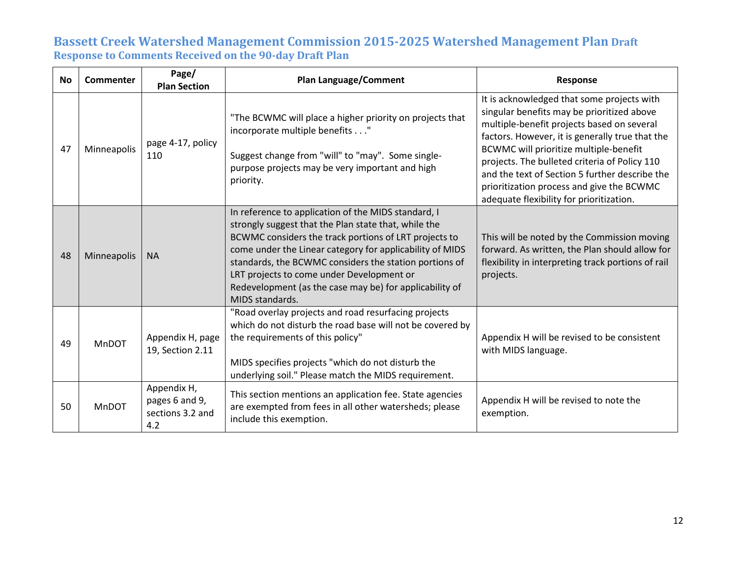# Bassett Creek Watershed Management Commission 2015-2025 Watershed Management Plan Draft

## Response to Comments Received on the 90-day Draft Plan

| No | Commenter | Page/ Plan Section | Plan Language/Comment | Response |
|---|---|---|---|---|
| 47 | Minneapolis | page 4-17, policy 110 | "The BCWMC will place a higher priority on projects that incorporate multiple benefits . . ."<br><br>Suggest change from "will" to "may". Some single-purpose projects may be very important and high priority. | It is acknowledged that some projects with singular benefits may be prioritized above multiple-benefit projects based on several factors. However, it is generally true that the BCWMC will prioritize multiple-benefit projects. The bulleted criteria of Policy 110 and the text of Section 5 further describe the prioritization process and give the BCWMC adequate flexibility for prioritization. |
| 48 | Minneapolis | NA | In reference to application of the MIDS standard, I strongly suggest that the Plan state that, while the BCWMC considers the track portions of LRT projects to come under the Linear category for applicability of MIDS standards, the BCWMC considers the station portions of LRT projects to come under Development or Redevelopment (as the case may be) for applicability of MIDS standards. | This will be noted by the Commission moving forward. As written, the Plan should allow for flexibility in interpreting track portions of rail projects. |
| 49 | MnDOT | Appendix H, page 19, Section 2.11 | "Road overlay projects and road resurfacing projects which do not disturb the road base will not be covered by the requirements of this policy"<br><br>MIDS specifies projects "which do not disturb the underlying soil." Please match the MIDS requirement. | Appendix H will be revised to be consistent with MIDS language. |
| 50 | MnDOT | Appendix H, pages 6 and 9, sections 3.2 and 4.2 | This section mentions an application fee. State agencies are exempted from fees in all other watersheds; please include this exemption. | Appendix H will be revised to note the exemption. |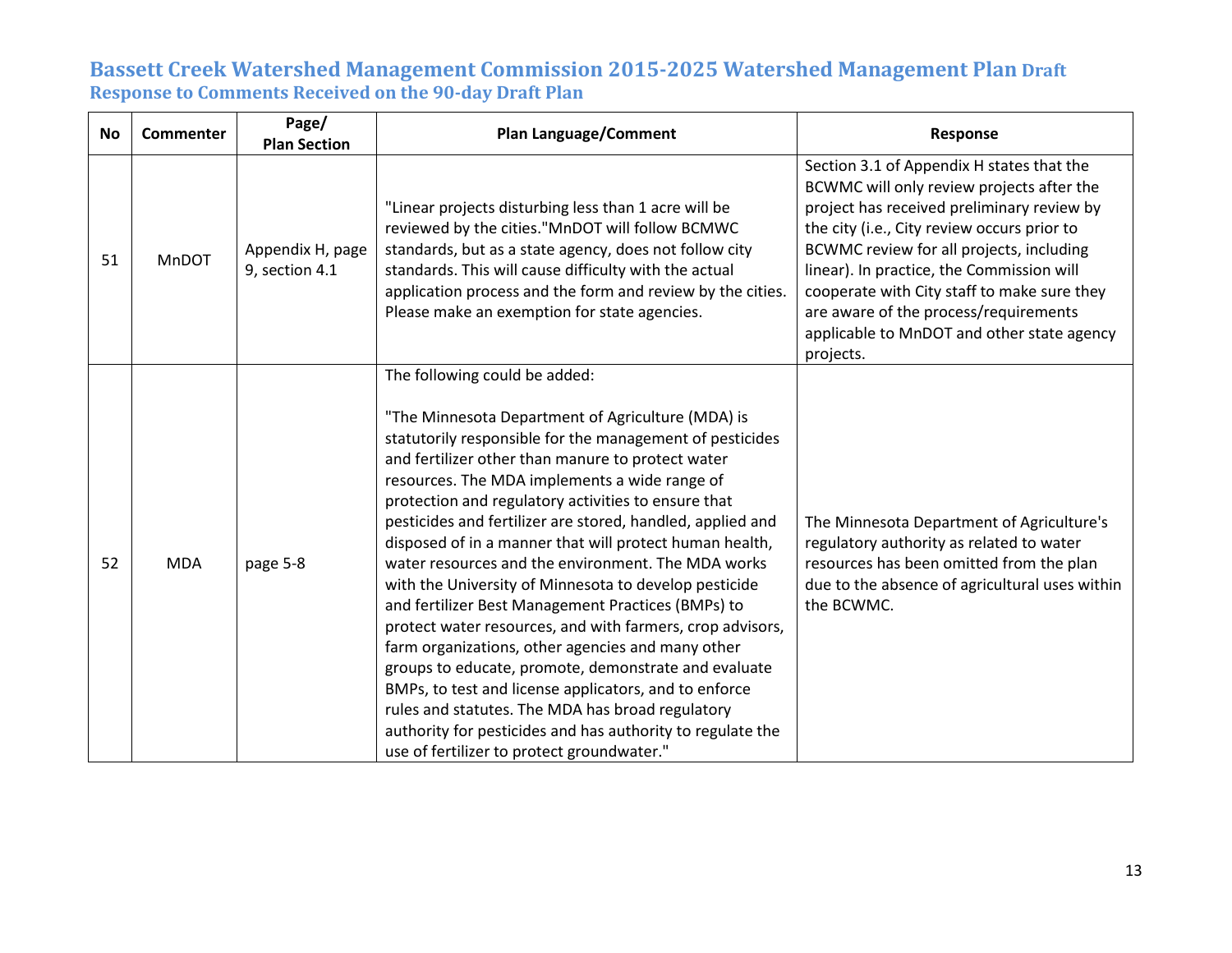# Bassett Creek Watershed Management Commission 2015-2025 Watershed Management Plan Draft
## Response to Comments Received on the 90-day Draft Plan

| No | Commenter | Page/ Plan Section | Plan Language/Comment | Response |
|---|---|---|---|---|
| 51 | MnDOT | Appendix H, page 9, section 4.1 | "Linear projects disturbing less than 1 acre will be reviewed by the cities."MnDOT will follow BCMWC standards, but as a state agency, does not follow city standards. This will cause difficulty with the actual application process and the form and review by the cities. Please make an exemption for state agencies. | Section 3.1 of Appendix H states that the BCWMC will only review projects after the project has received preliminary review by the city (i.e., City review occurs prior to BCWMC review for all projects, including linear). In practice, the Commission will cooperate with City staff to make sure they are aware of the process/requirements applicable to MnDOT and other state agency projects. |
| 52 | MDA | page 5-8 | The following could be added:<br><br>"The Minnesota Department of Agriculture (MDA) is statutorily responsible for the management of pesticides and fertilizer other than manure to protect water resources. The MDA implements a wide range of protection and regulatory activities to ensure that pesticides and fertilizer are stored, handled, applied and disposed of in a manner that will protect human health, water resources and the environment. The MDA works with the University of Minnesota to develop pesticide and fertilizer Best Management Practices (BMPs) to protect water resources, and with farmers, crop advisors, farm organizations, other agencies and many other groups to educate, promote, demonstrate and evaluate BMPs, to test and license applicators, and to enforce rules and statutes. The MDA has broad regulatory authority for pesticides and has authority to regulate the use of fertilizer to protect groundwater." | The Minnesota Department of Agriculture's regulatory authority as related to water resources has been omitted from the plan due to the absence of agricultural uses within the BCWMC. |